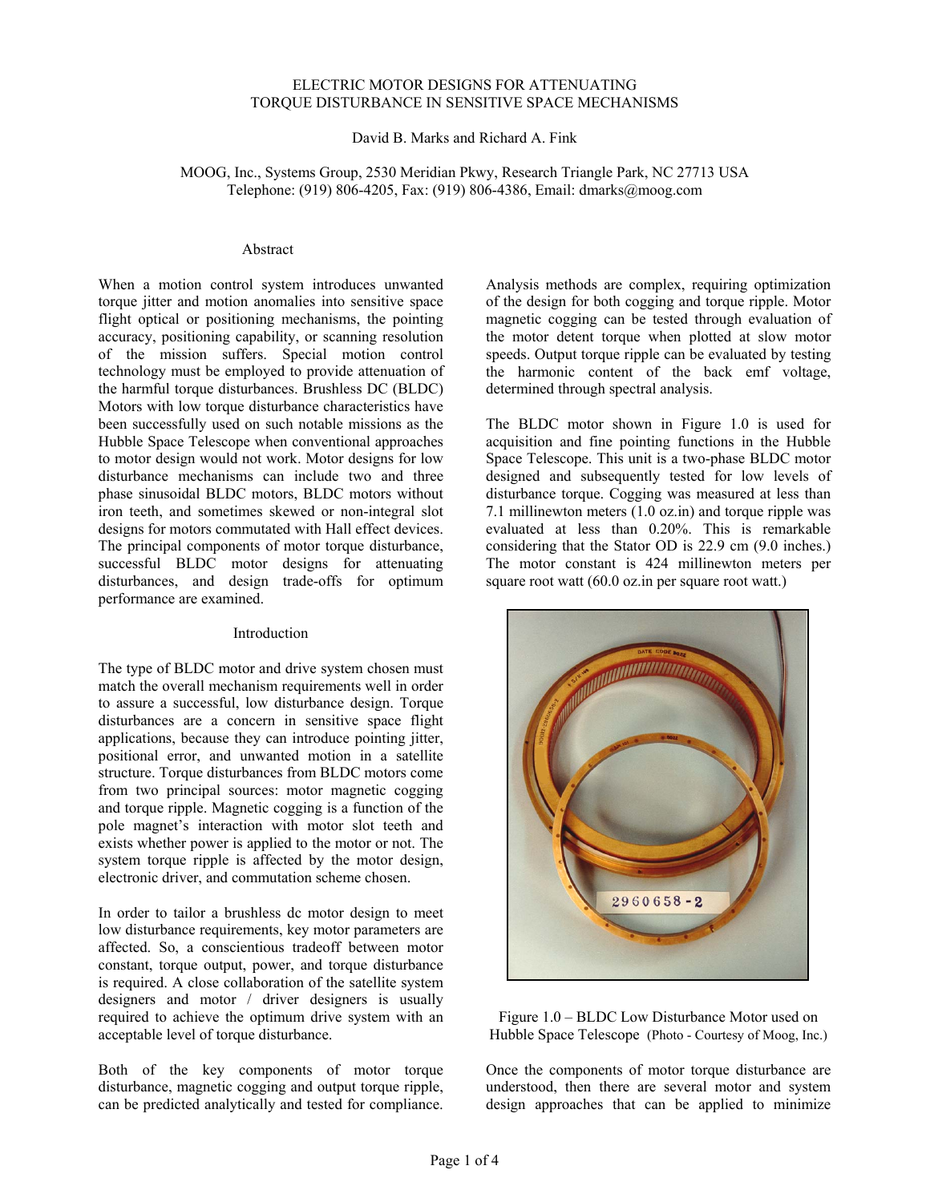# ELECTRIC MOTOR DESIGNS FOR ATTENUATING TORQUE DISTURBANCE IN SENSITIVE SPACE MECHANISMS

David B. Marks and Richard A. Fink

MOOG, Inc., Systems Group, 2530 Meridian Pkwy, Research Triangle Park, NC 27713 USA
Telephone: (919) 806-4205, Fax: (919) 806-4386, Email: dmarks@moog.com

## Abstract

When a motion control system introduces unwanted torque jitter and motion anomalies into sensitive space flight optical or positioning mechanisms, the pointing accuracy, positioning capability, or scanning resolution of the mission suffers. Special motion control technology must be employed to provide attenuation of the harmful torque disturbances. Brushless DC (BLDC) Motors with low torque disturbance characteristics have been successfully used on such notable missions as the Hubble Space Telescope when conventional approaches to motor design would not work. Motor designs for low disturbance mechanisms can include two and three phase sinusoidal BLDC motors, BLDC motors without iron teeth, and sometimes skewed or non-integral slot designs for motors commutated with Hall effect devices. The principal components of motor torque disturbance, successful BLDC motor designs for attenuating disturbances, and design trade-offs for optimum performance are examined.

## Introduction

The type of BLDC motor and drive system chosen must match the overall mechanism requirements well in order to assure a successful, low disturbance design. Torque disturbances are a concern in sensitive space flight applications, because they can introduce pointing jitter, positional error, and unwanted motion in a satellite structure. Torque disturbances from BLDC motors come from two principal sources: motor magnetic cogging and torque ripple. Magnetic cogging is a function of the pole magnet's interaction with motor slot teeth and exists whether power is applied to the motor or not. The system torque ripple is affected by the motor design, electronic driver, and commutation scheme chosen.

In order to tailor a brushless dc motor design to meet low disturbance requirements, key motor parameters are affected. So, a conscientious tradeoff between motor constant, torque output, power, and torque disturbance is required. A close collaboration of the satellite system designers and motor / driver designers is usually required to achieve the optimum drive system with an acceptable level of torque disturbance.

Both of the key components of motor torque disturbance, magnetic cogging and output torque ripple, can be predicted analytically and tested for compliance. Analysis methods are complex, requiring optimization of the design for both cogging and torque ripple. Motor magnetic cogging can be tested through evaluation of the motor detent torque when plotted at slow motor speeds. Output torque ripple can be evaluated by testing the harmonic content of the back emf voltage, determined through spectral analysis.

The BLDC motor shown in Figure 1.0 is used for acquisition and fine pointing functions in the Hubble Space Telescope. This unit is a two-phase BLDC motor designed and subsequently tested for low levels of disturbance torque. Cogging was measured at less than 7.1 millinewton meters (1.0 oz.in) and torque ripple was evaluated at less than 0.20%. This is remarkable considering that the Stator OD is 22.9 cm (9.0 inches.) The motor constant is 424 millinewton meters per square root watt (60.0 oz.in per square root watt.)

Figure 1.0 – BLDC Low Disturbance Motor used on Hubble Space Telescope (Photo - Courtesy of Moog, Inc.)

Once the components of motor torque disturbance are understood, then there are several motor and system design approaches that can be applied to minimize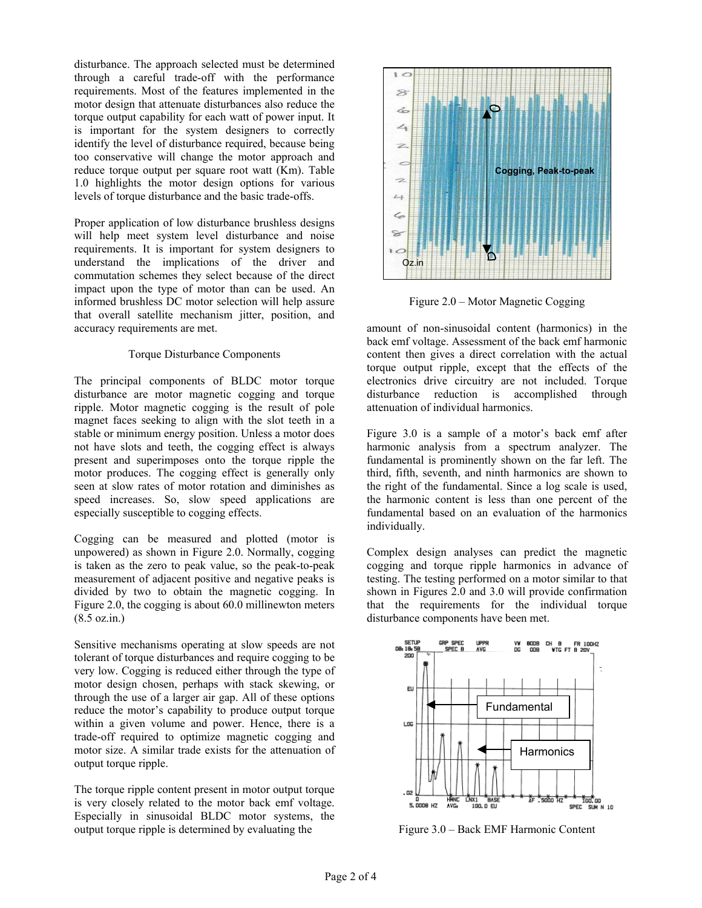disturbance. The approach selected must be determined through a careful trade-off with the performance requirements. Most of the features implemented in the motor design that attenuate disturbances also reduce the torque output capability for each watt of power input. It is important for the system designers to correctly identify the level of disturbance required, because being too conservative will change the motor approach and reduce torque output per square root watt (Km). Table 1.0 highlights the motor design options for various levels of torque disturbance and the basic trade-offs.

Proper application of low disturbance brushless designs will help meet system level disturbance and noise requirements. It is important for system designers to understand the implications of the driver and commutation schemes they select because of the direct impact upon the type of motor than can be used. An informed brushless DC motor selection will help assure that overall satellite mechanism jitter, position, and accuracy requirements are met.

## Torque Disturbance Components

The principal components of BLDC motor torque disturbance are motor magnetic cogging and torque ripple. Motor magnetic cogging is the result of pole magnet faces seeking to align with the slot teeth in a stable or minimum energy position. Unless a motor does not have slots and teeth, the cogging effect is always present and superimposes onto the torque ripple the motor produces. The cogging effect is generally only seen at slow rates of motor rotation and diminishes as speed increases. So, slow speed applications are especially susceptible to cogging effects.

Cogging can be measured and plotted (motor is unpowered) as shown in Figure 2.0. Normally, cogging is taken as the zero to peak value, so the peak-to-peak measurement of adjacent positive and negative peaks is divided by two to obtain the magnetic cogging. In Figure 2.0, the cogging is about 60.0 millinewton meters (8.5 oz.in.)

Sensitive mechanisms operating at slow speeds are not tolerant of torque disturbances and require cogging to be very low. Cogging is reduced either through the type of motor design chosen, perhaps with stack skewing, or through the use of a larger air gap. All of these options reduce the motor's capability to produce output torque within a given volume and power. Hence, there is a trade-off required to optimize magnetic cogging and motor size. A similar trade exists for the attenuation of output torque ripple.

The torque ripple content present in motor output torque is very closely related to the motor back emf voltage. Especially in sinusoidal BLDC motor systems, the output torque ripple is determined by evaluating the amount of non-sinusoidal content (harmonics) in the back emf voltage. Assessment of the back emf harmonic content then gives a direct correlation with the actual torque output ripple, except that the effects of the electronics drive circuitry are not included. Torque disturbance reduction is accomplished through attenuation of individual harmonics.

Figure 2.0 – Motor Magnetic Cogging

Figure 3.0 is a sample of a motor's back emf after harmonic analysis from a spectrum analyzer. The fundamental is prominently shown on the far left. The third, fifth, seventh, and ninth harmonics are shown to the right of the fundamental. Since a log scale is used, the harmonic content is less than one percent of the fundamental based on an evaluation of the harmonics individually.

Complex design analyses can predict the magnetic cogging and torque ripple harmonics in advance of testing. The testing performed on a motor similar to that shown in Figures 2.0 and 3.0 will provide confirmation that the requirements for the individual torque disturbance components have been met.

Figure 3.0 – Back EMF Harmonic Content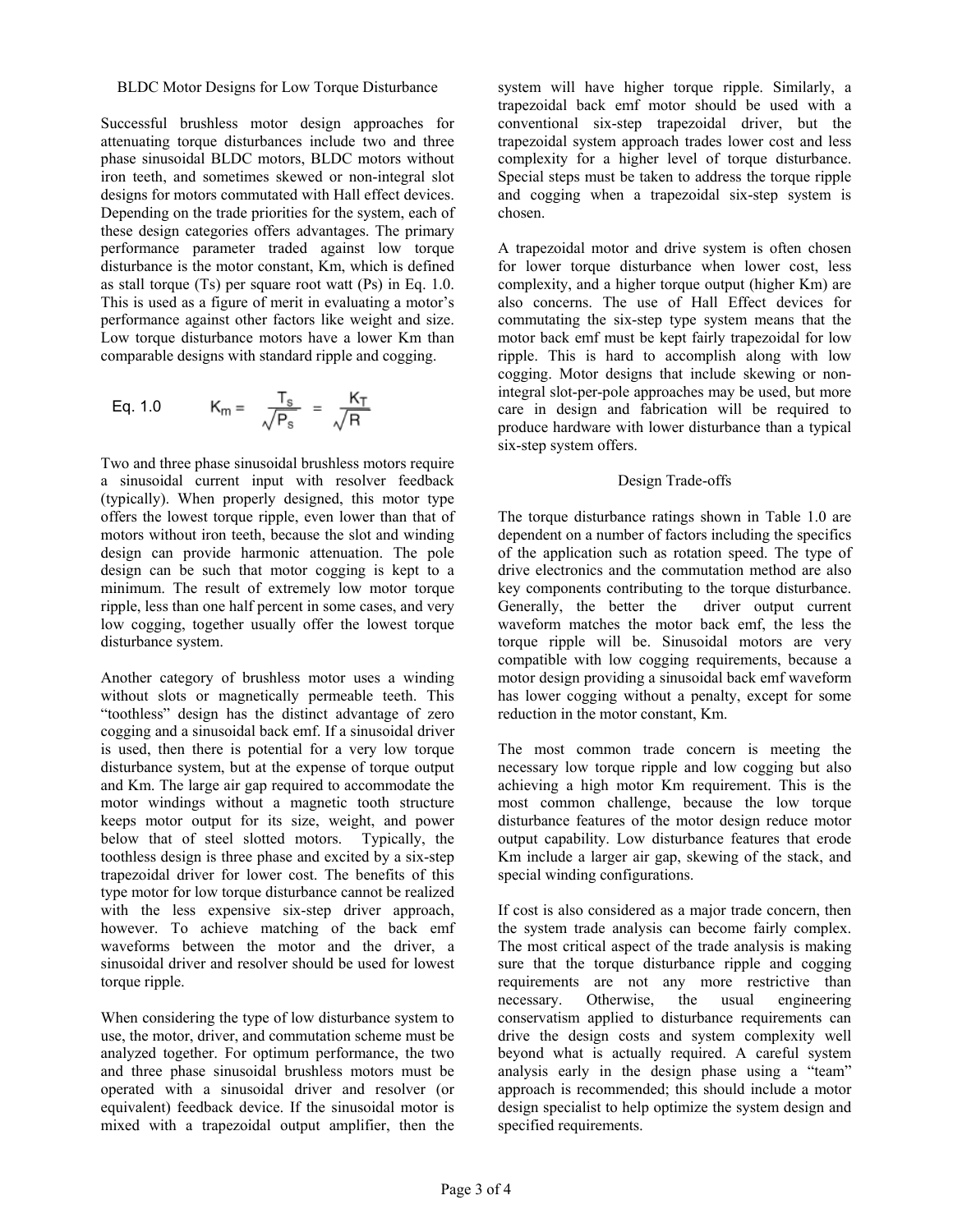## BLDC Motor Designs for Low Torque Disturbance

Successful brushless motor design approaches for attenuating torque disturbances include two and three phase sinusoidal BLDC motors, BLDC motors without iron teeth, and sometimes skewed or non-integral slot designs for motors commutated with Hall effect devices. Depending on the trade priorities for the system, each of these design categories offers advantages. The primary performance parameter traded against low torque disturbance is the motor constant, Km, which is defined as stall torque (Ts) per square root watt (Ps) in Eq. 1.0. This is used as a figure of merit in evaluating a motor's performance against other factors like weight and size. Low torque disturbance motors have a lower Km than comparable designs with standard ripple and cogging.

Eq. 1.0
$$K_m = \frac{T_s}{\sqrt{P_s}} = \frac{K_T}{\sqrt{R}}$$

Two and three phase sinusoidal brushless motors require a sinusoidal current input with resolver feedback (typically). When properly designed, this motor type offers the lowest torque ripple, even lower than that of motors without iron teeth, because the slot and winding design can provide harmonic attenuation. The pole design can be such that motor cogging is kept to a minimum. The result of extremely low motor torque ripple, less than one half percent in some cases, and very low cogging, together usually offer the lowest torque disturbance system.

Another category of brushless motor uses a winding without slots or magnetically permeable teeth. This "toothless" design has the distinct advantage of zero cogging and a sinusoidal back emf. If a sinusoidal driver is used, then there is potential for a very low torque disturbance system, but at the expense of torque output and Km. The large air gap required to accommodate the motor windings without a magnetic tooth structure keeps motor output for its size, weight, and power below that of steel slotted motors. Typically, the toothless design is three phase and excited by a six-step trapezoidal driver for lower cost. The benefits of this type motor for low torque disturbance cannot be realized with the less expensive six-step driver approach, however. To achieve matching of the back emf waveforms between the motor and the driver, a sinusoidal driver and resolver should be used for lowest torque ripple.

When considering the type of low disturbance system to use, the motor, driver, and commutation scheme must be analyzed together. For optimum performance, the two and three phase sinusoidal brushless motors must be operated with a sinusoidal driver and resolver (or equivalent) feedback device. If the sinusoidal motor is mixed with a trapezoidal output amplifier, then the system will have higher torque ripple. Similarly, a trapezoidal back emf motor should be used with a conventional six-step trapezoidal driver, but the trapezoidal system approach trades lower cost and less complexity for a higher level of torque disturbance. Special steps must be taken to address the torque ripple and cogging when a trapezoidal six-step system is chosen.

A trapezoidal motor and drive system is often chosen for lower torque disturbance when lower cost, less complexity, and a higher torque output (higher Km) are also concerns. The use of Hall Effect devices for commutating the six-step type system means that the motor back emf must be kept fairly trapezoidal for low ripple. This is hard to accomplish along with low cogging. Motor designs that include skewing or non-integral slot-per-pole approaches may be used, but more care in design and fabrication will be required to produce hardware with lower disturbance than a typical six-step system offers.

## Design Trade-offs

The torque disturbance ratings shown in Table 1.0 are dependent on a number of factors including the specifics of the application such as rotation speed. The type of drive electronics and the commutation method are also key components contributing to the torque disturbance. Generally, the better the driver output current waveform matches the motor back emf, the less the torque ripple will be. Sinusoidal motors are very compatible with low cogging requirements, because a motor design providing a sinusoidal back emf waveform has lower cogging without a penalty, except for some reduction in the motor constant, Km.

The most common trade concern is meeting the necessary low torque ripple and low cogging but also achieving a high motor Km requirement. This is the most common challenge, because the low torque disturbance features of the motor design reduce motor output capability. Low disturbance features that erode Km include a larger air gap, skewing of the stack, and special winding configurations.

If cost is also considered as a major trade concern, then the system trade analysis can become fairly complex. The most critical aspect of the trade analysis is making sure that the torque disturbance ripple and cogging requirements are not any more restrictive than necessary. Otherwise, the usual engineering conservatism applied to disturbance requirements can drive the design costs and system complexity well beyond what is actually required. A careful system analysis early in the design phase using a "team" approach is recommended; this should include a motor design specialist to help optimize the system design and specified requirements.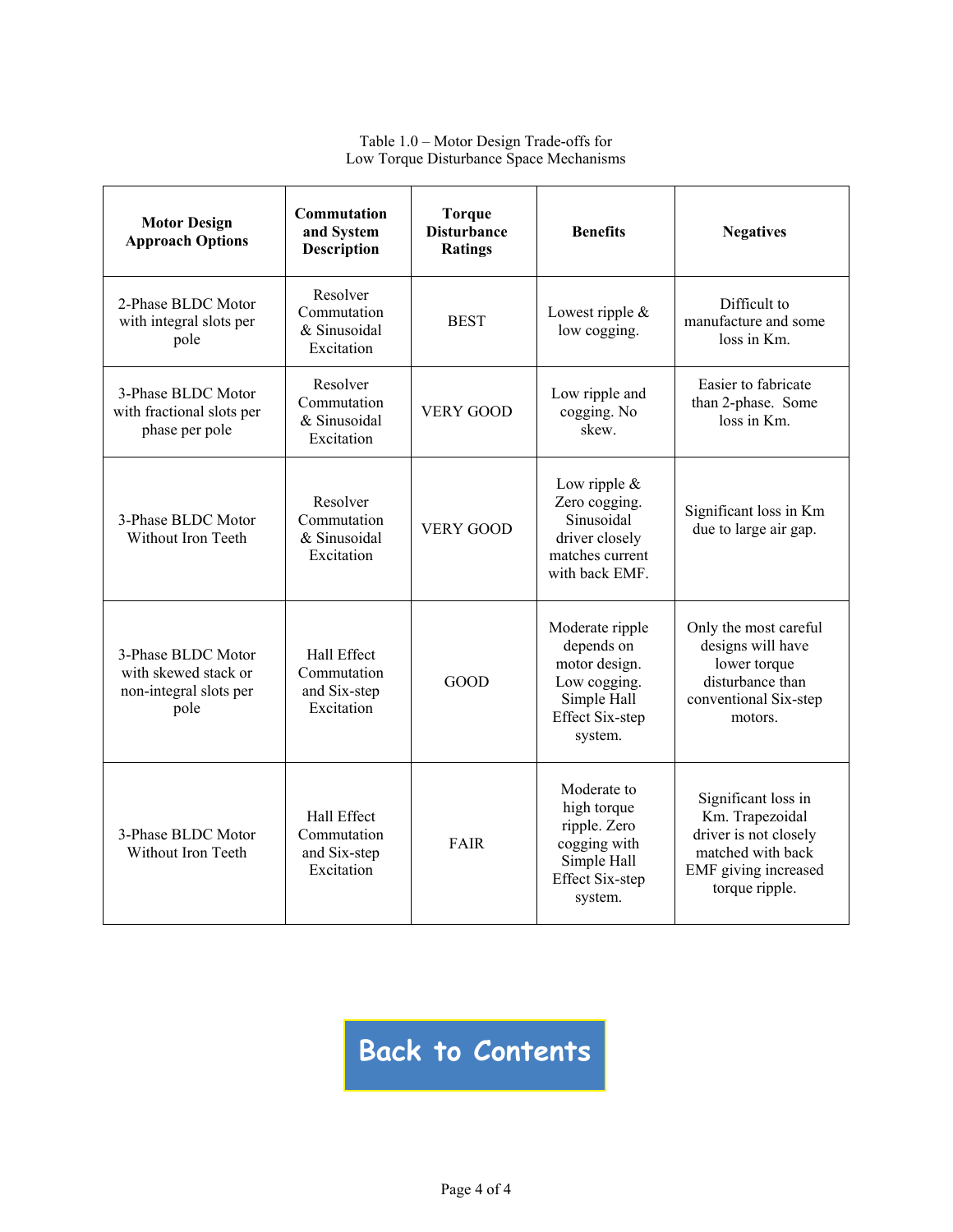Table 1.0 – Motor Design Trade-offs for
Low Torque Disturbance Space Mechanisms

| **Motor Design Approach Options** | **Commutation and System Description** | **Torque Disturbance Ratings** | **Benefits** | **Negatives** |
|---|---|---|---|---|
| 2-Phase BLDC Motor with integral slots per pole | Resolver Commutation & Sinusoidal Excitation | BEST | Lowest ripple & low cogging. | Difficult to manufacture and some loss in Km. |
| 3-Phase BLDC Motor with fractional slots per phase per pole | Resolver Commutation & Sinusoidal Excitation | VERY GOOD | Low ripple and cogging. No skew. | Easier to fabricate than 2-phase. Some loss in Km. |
| 3-Phase BLDC Motor Without Iron Teeth | Resolver Commutation & Sinusoidal Excitation | VERY GOOD | Low ripple & Zero cogging. Sinusoidal driver closely matches current with back EMF. | Significant loss in Km due to large air gap. |
| 3-Phase BLDC Motor with skewed stack or non-integral slots per pole | Hall Effect Commutation and Six-step Excitation | GOOD | Moderate ripple depends on motor design. Low cogging. Simple Hall Effect Six-step system. | Only the most careful designs will have lower torque disturbance than conventional Six-step motors. |
| 3-Phase BLDC Motor Without Iron Teeth | Hall Effect Commutation and Six-step Excitation | FAIR | Moderate to high torque ripple. Zero cogging with Simple Hall Effect Six-step system. | Significant loss in Km. Trapezoidal driver is not closely matched with back EMF giving increased torque ripple. |

Back to Contents